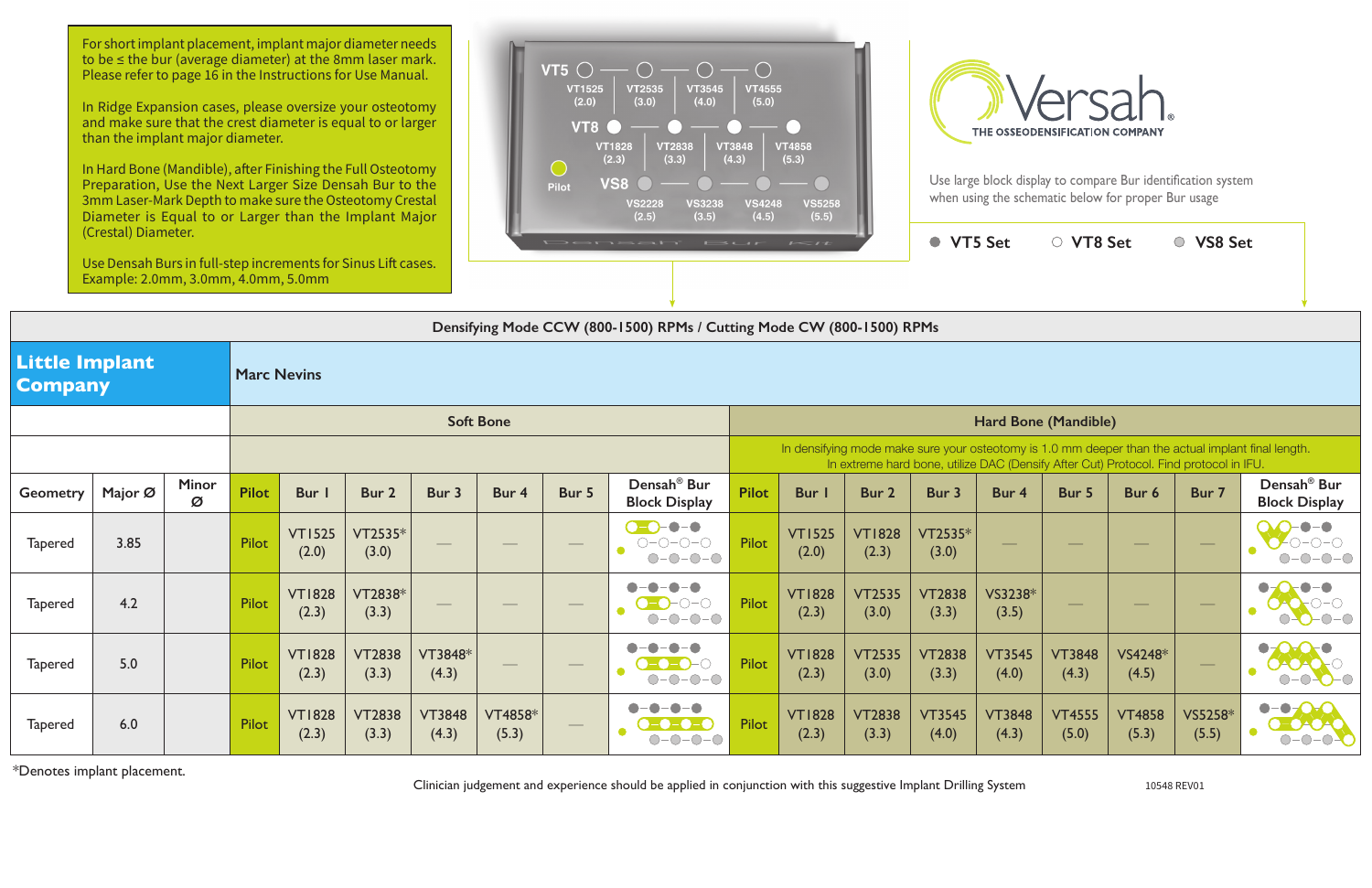For short implant placement, implant major diameter needs to be ≤ the bur (average diameter) at the 8mm laser mark. Please refer to page 16 in the Instructions for Use Manual.

In Ridge Expansion cases, please oversize your osteotomy and make sure that the crest diameter is equal to or larger than the implant major diameter.

In Hard Bone (Mandible), after Finishing the Full Osteotomy Preparation, Use the Next Larger Size Densah Bur to the 3mm Laser-Mark Depth to make sure the Osteotomy Crestal Diameter is Equal to or Larger than the Implant Major (Crestal) Diameter.

Use Densah Burs in full-step increments for Sinus Lift cases. Example: 2.0mm, 3.0mm, 4.0mm, 5.0mm

VT5: VT1525 (2.0), VT2535 (3.0), VT3545 (4.0), VT4555 (5.0)
VT8: VT1828 (2.3), VT2838 (3.3), VT3848 (4.3), VT4858 (5.3)
Pilot
VS8: VS2228 (2.5), VS3238 (3.5), VS4248 (4.5), VS5258 (5.5)

Densah Bur Kit

**Versah** THE OSSEODENSIFICATION COMPANY®

Use large block display to compare Bur identification system when using the schematic below for proper Bur usage

● VT5 Set ○ VT8 Set ○ VS8 Set

**Densifying Mode CCW (800-1500) RPMs / Cutting Mode CW (800-1500) RPMs**

| **Little Implant Company** | | | **Marc Nevins** | | | | | | | | | | | | | | | | |
|---|---|---|---|---|---|---|---|---|---|---|---|---|---|---|---|---|---|---|---|
| | | | Soft Bone | | | | | | | Hard Bone (Mandible) | | | | | | | | | |
| | | | | | | | | | | In densifying mode make sure your osteotomy is 1.0 mm deeper than the actual implant final length. In extreme hard bone, utilize DAC (Densify After Cut) Protocol. Find protocol in IFU. | | | | | | | | | |
| Geometry | Major Ø | Minor Ø | Pilot | Bur 1 | Bur 2 | Bur 3 | Bur 4 | Bur 5 | Densah® Bur Block Display | Pilot | Bur 1 | Bur 2 | Bur 3 | Bur 4 | Bur 5 | Bur 6 | Bur 7 | Densah® Bur Block Display |
| Tapered | 3.85 | | Pilot | VT1525 (2.0) | VT2535* (3.0) | — | — | — | | Pilot | VT1525 (2.0) | VT1828 (2.3) | VT2535* (3.0) | — | — | — | — | |
| Tapered | 4.2 | | Pilot | VT1828 (2.3) | VT2838* (3.3) | — | — | — | | Pilot | VT1828 (2.3) | VT2535 (3.0) | VT2838 (3.3) | VS3238* (3.5) | — | — | — | |
| Tapered | 5.0 | | Pilot | VT1828 (2.3) | VT2838 (3.3) | VT3848* (4.3) | — | — | | Pilot | VT1828 (2.3) | VT2535 (3.0) | VT2838 (3.3) | VT3545 (4.0) | VT3848 (4.3) | VS4248* (4.5) | — | |
| Tapered | 6.0 | | Pilot | VT1828 (2.3) | VT2838 (3.3) | VT3848 (4.3) | VT4858* (5.3) | — | | Pilot | VT1828 (2.3) | VT2838 (3.3) | VT3545 (4.0) | VT3848 (4.3) | VT4555 (5.0) | VT4858 (5.3) | VS5258* (5.5) | |

*Denotes implant placement.

Clinician judgement and experience should be applied in conjunction with this suggestive Implant Drilling System

10548 REV01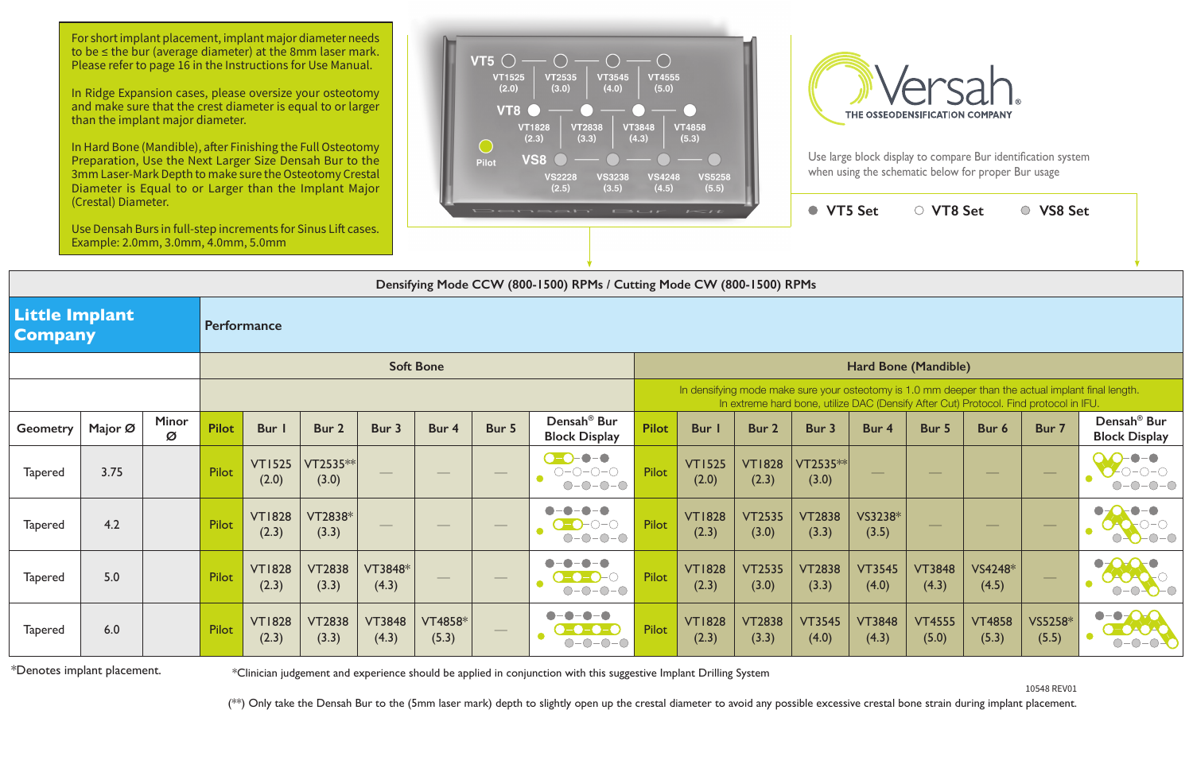For short implant placement, implant major diameter needs to be ≤ the bur (average diameter) at the 8mm laser mark. Please refer to page 16 in the Instructions for Use Manual.

In Ridge Expansion cases, please oversize your osteotomy and make sure that the crest diameter is equal to or larger than the implant major diameter.

In Hard Bone (Mandible), after Finishing the Full Osteotomy Preparation, Use the Next Larger Size Densah Bur to the 3mm Laser-Mark Depth to make sure the Osteotomy Crestal Diameter is Equal to or Larger than the Implant Major (Crestal) Diameter.

Use Densah Burs in full-step increments for Sinus Lift cases. Example: 2.0mm, 3.0mm, 4.0mm, 5.0mm

VT5: VT1525 (2.0), VT2535 (3.0), VT3545 (4.0), VT4555 (5.0)

VT8: VT1828 (2.3), VT2838 (3.3), VT3848 (4.3), VT4858 (5.3)

Pilot

VS8: VS2228 (2.5), VS3238 (3.5), VS4248 (4.5), VS5258 (5.5)

Densah Bur Kit

Versah®

THE OSSEODENSIFICATION COMPANY

Use large block display to compare Bur identification system when using the schematic below for proper Bur usage

● VT5 Set ○ VT8 Set ● VS8 Set

| Densifying Mode CCW (800-1500) RPMs / Cutting Mode CW (800-1500) RPMs | | | | | | | | | | | | | | | | | | | |
|---|---|---|---|---|---|---|---|---|---|---|---|---|---|---|---|---|---|---|---|
| **Little Implant Company** | | | Performance | | | | | | | | | | | | | | | | |
| | | | Soft Bone | | | | | | | Hard Bone (Mandible) | | | | | | | | | |
| | | | | | | | | | | In densifying mode make sure your osteotomy is 1.0 mm deeper than the actual implant final length. In extreme hard bone, utilize DAC (Densify After Cut) Protocol. Find protocol in IFU. | | | | | | | | | |
| Geometry | Major Ø | Minor Ø | Pilot | Bur 1 | Bur 2 | Bur 3 | Bur 4 | Bur 5 | Densah® Bur Block Display | Pilot | Bur 1 | Bur 2 | Bur 3 | Bur 4 | Bur 5 | Bur 6 | Bur 7 | Densah® Bur Block Display |
| Tapered | 3.75 | | Pilot | VT1525 (2.0) | VT2535** (3.0) | — | — | — | | Pilot | VT1525 (2.0) | VT1828 (2.3) | VT2535** (3.0) | — | — | — | — | |
| Tapered | 4.2 | | Pilot | VT1828 (2.3) | VT2838* (3.3) | — | — | — | | Pilot | VT1828 (2.3) | VT2535 (3.0) | VT2838 (3.3) | VS3238* (3.5) | — | — | — | |
| Tapered | 5.0 | | Pilot | VT1828 (2.3) | VT2838 (3.3) | VT3848* (4.3) | — | — | | Pilot | VT1828 (2.3) | VT2535 (3.0) | VT2838 (3.3) | VT3545 (4.0) | VT3848 (4.3) | VS4248* (4.5) | — | |
| Tapered | 6.0 | | Pilot | VT1828 (2.3) | VT2838 (3.3) | VT3848 (4.3) | VT4858* (5.3) | — | | Pilot | VT1828 (2.3) | VT2838 (3.3) | VT3545 (4.0) | VT3848 (4.3) | VT4555 (5.0) | VT4858 (5.3) | VS5258* (5.5) | |

*Denotes implant placement.

*Clinician judgement and experience should be applied in conjunction with this suggestive Implant Drilling System

10548 REV01

(**) Only take the Densah Bur to the (5mm laser mark) depth to slightly open up the crestal diameter to avoid any possible excessive crestal bone strain during implant placement.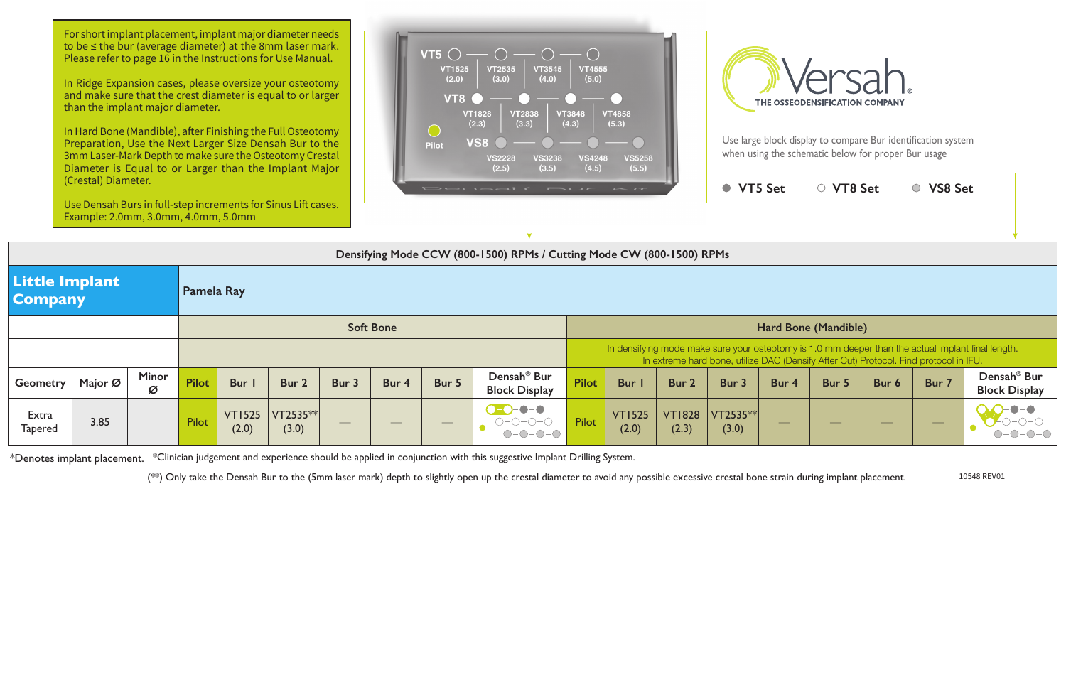For short implant placement, implant major diameter needs to be ≤ the bur (average diameter) at the 8mm laser mark. Please refer to page 16 in the Instructions for Use Manual.

In Ridge Expansion cases, please oversize your osteotomy and make sure that the crest diameter is equal to or larger than the implant major diameter.

In Hard Bone (Mandible), after Finishing the Full Osteotomy Preparation, Use the Next Larger Size Densah Bur to the 3mm Laser-Mark Depth to make sure the Osteotomy Crestal Diameter is Equal to or Larger than the Implant Major (Crestal) Diameter.

Use Densah Burs in full-step increments for Sinus Lift cases. Example: 2.0mm, 3.0mm, 4.0mm, 5.0mm

VT5: VT1525 (2.0), VT2535 (3.0), VT3545 (4.0), VT4555 (5.0)

VT8: VT1828 (2.3), VT2838 (3.3), VT3848 (4.3), VT4858 (5.3)

Pilot

VS8: VS2228 (2.5), VS3238 (3.5), VS4248 (4.5), VS5258 (5.5)

Versah®

THE OSSEODENSIFICATION COMPANY

Use large block display to compare Bur identification system when using the schematic below for proper Bur usage

● VT5 Set ○ VT8 Set ○ VS8 Set

| Densifying Mode CCW (800-1500) RPMs / Cutting Mode CW (800-1500) RPMs | | | | | | | | | | | | | | | | | | | |
|---|---|---|---|---|---|---|---|---|---|---|---|---|---|---|---|---|---|---|---|
| **Little Implant Company** | | | Pamela Ray | | | | | | | | | | | | | | | | |
| | | | Soft Bone | | | | | | | Hard Bone (Mandible) | | | | | | | | | |
| | | | | | | | | | | In densifying mode make sure your osteotomy is 1.0 mm deeper than the actual implant final length. In extreme hard bone, utilize DAC (Densify After Cut) Protocol. Find protocol in IFU. | | | | | | | | | |
| Geometry | Major Ø | Minor Ø | Pilot | Bur 1 | Bur 2 | Bur 3 | Bur 4 | Bur 5 | Densah® Bur Block Display | Pilot | Bur 1 | Bur 2 | Bur 3 | Bur 4 | Bur 5 | Bur 6 | Bur 7 | Densah® Bur Block Display | |
| Extra Tapered | 3.85 | | Pilot | VT1525 (2.0) | VT2535** (3.0) | — | — | — | | Pilot | VT1525 (2.0) | VT1828 (2.3) | VT2535** (3.0) | — | — | — | — | | |

*Denotes implant placement. *Clinician judgement and experience should be applied in conjunction with this suggestive Implant Drilling System.

(**) Only take the Densah Bur to the (5mm laser mark) depth to slightly open up the crestal diameter to avoid any possible excessive crestal bone strain during implant placement.

10548 REV01